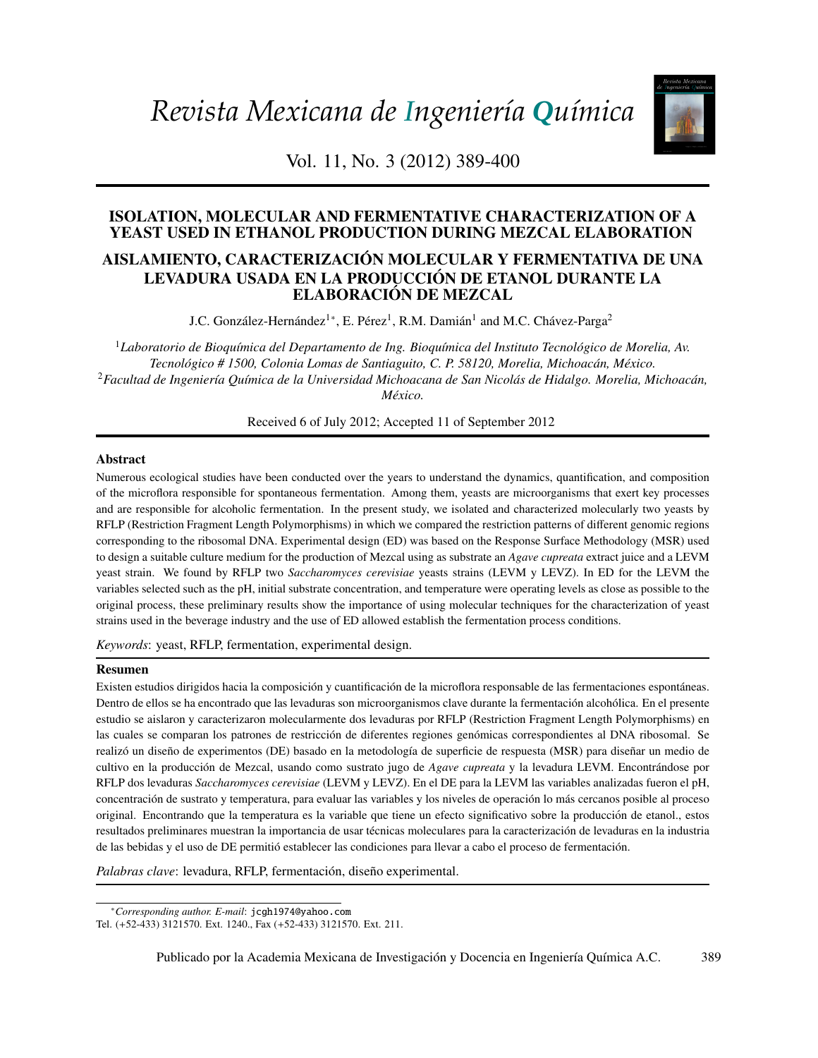# ISOLATION, MOLECULAR AND FERMENTATIVE CHARACTERIZATION OF A YEAST USED IN ETHANOL PRODUCTION DURING MEZCAL ELABORATION

# AISLAMIENTO, CARACTERIZACIÓN MOLECULAR Y FERMENTATIVA DE UNA LEVADURA USADA EN LA PRODUCCIÓN DE ETANOL DURANTE LA ELABORACIÓN DE MEZCAL

J.C. González-Hernández[1*], E. Pérez[1], R.M. Damián[1] and M.C. Chávez-Parga[2]

[1] *Laboratorio de Bioquímica del Departamento de Ing. Bioquímica del Instituto Tecnológico de Morelia, Av. Tecnológico # 1500, Colonia Lomas de Santiaguito, C. P. 58120, Morelia, Michoacán, México.*
[2] *Facultad de Ingeniería Química de la Universidad Michoacana de San Nicolás de Hidalgo. Morelia, Michoacán, México.*

Received 6 of July 2012; Accepted 11 of September 2012

## Abstract

Numerous ecological studies have been conducted over the years to understand the dynamics, quantification, and composition of the microflora responsible for spontaneous fermentation. Among them, yeasts are microorganisms that exert key processes and are responsible for alcoholic fermentation. In the present study, we isolated and characterized molecularly two yeasts by RFLP (Restriction Fragment Length Polymorphisms) in which we compared the restriction patterns of different genomic regions corresponding to the ribosomal DNA. Experimental design (ED) was based on the Response Surface Methodology (MSR) used to design a suitable culture medium for the production of Mezcal using as substrate an *Agave cupreata* extract juice and a LEVM yeast strain. We found by RFLP two *Saccharomyces cerevisiae* yeasts strains (LEVM y LEVZ). In ED for the LEVM the variables selected such as the pH, initial substrate concentration, and temperature were operating levels as close as possible to the original process, these preliminary results show the importance of using molecular techniques for the characterization of yeast strains used in the beverage industry and the use of ED allowed establish the fermentation process conditions.

*Keywords*: yeast, RFLP, fermentation, experimental design.

## Resumen

Existen estudios dirigidos hacia la composición y cuantificación de la microflora responsable de las fermentaciones espontáneas. Dentro de ellos se ha encontrado que las levaduras son microorganismos clave durante la fermentación alcohólica. En el presente estudio se aislaron y caracterizaron molecularmente dos levaduras por RFLP (Restriction Fragment Length Polymorphisms) en las cuales se comparan los patrones de restricción de diferentes regiones genómicas correspondientes al DNA ribosomal. Se realizó un diseño de experimentos (DE) basado en la metodología de superficie de respuesta (MSR) para diseñar un medio de cultivo en la producción de Mezcal, usando como sustrato jugo de *Agave cupreata* y la levadura LEVM. Encontrándose por RFLP dos levaduras *Saccharomyces cerevisiae* (LEVM y LEVZ). En el DE para la LEVM las variables analizadas fueron el pH, concentración de sustrato y temperatura, para evaluar las variables y los niveles de operación lo más cercanos posible al proceso original. Encontrando que la temperatura es la variable que tiene un efecto significativo sobre la producción de etanol., estos resultados preliminares muestran la importancia de usar técnicas moleculares para la caracterización de levaduras en la industria de las bebidas y el uso de DE permitió establecer las condiciones para llevar a cabo el proceso de fermentación.

*Palabras clave*: levadura, RFLP, fermentación, diseño experimental.

---

*Corresponding author. E-mail: jcgh1974@yahoo.com
Tel. (+52-433) 3121570. Ext. 1240., Fax (+52-433) 3121570. Ext. 211.

Publicado por la Academia Mexicana de Investigación y Docencia en Ingeniería Química A.C.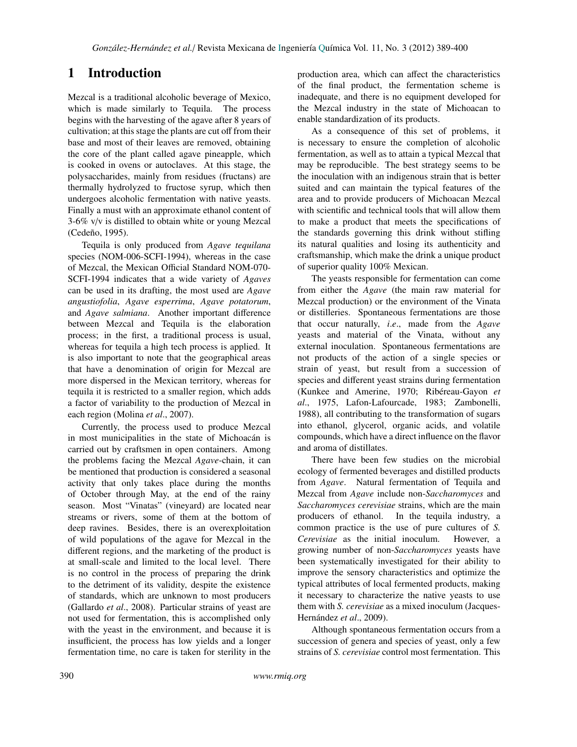# 1 Introduction

Mezcal is a traditional alcoholic beverage of Mexico, which is made similarly to Tequila. The process begins with the harvesting of the agave after 8 years of cultivation; at this stage the plants are cut off from their base and most of their leaves are removed, obtaining the core of the plant called agave pineapple, which is cooked in ovens or autoclaves. At this stage, the polysaccharides, mainly from residues (fructans) are thermally hydrolyzed to fructose syrup, which then undergoes alcoholic fermentation with native yeasts. Finally a must with an approximate ethanol content of 3-6% v/v is distilled to obtain white or young Mezcal (Cedeño, 1995).

Tequila is only produced from *Agave tequilana* species (NOM-006-SCFI-1994), whereas in the case of Mezcal, the Mexican Official Standard NOM-070-SCFI-1994 indicates that a wide variety of *Agaves* can be used in its drafting, the most used are *Agave angustiofolia*, *Agave esperrima*, *Agave potatorum*, and *Agave salmiana*. Another important difference between Mezcal and Tequila is the elaboration process; in the first, a traditional process is usual, whereas for tequila a high tech process is applied. It is also important to note that the geographical areas that have a denomination of origin for Mezcal are more dispersed in the Mexican territory, whereas for tequila it is restricted to a smaller region, which adds a factor of variability to the production of Mezcal in each region (Molina *et al*., 2007).

Currently, the process used to produce Mezcal in most municipalities in the state of Michoacán is carried out by craftsmen in open containers. Among the problems facing the Mezcal *Agave*-chain, it can be mentioned that production is considered a seasonal activity that only takes place during the months of October through May, at the end of the rainy season. Most "Vinatas" (vineyard) are located near streams or rivers, some of them at the bottom of deep ravines. Besides, there is an overexploitation of wild populations of the agave for Mezcal in the different regions, and the marketing of the product is at small-scale and limited to the local level. There is no control in the process of preparing the drink to the detriment of its validity, despite the existence of standards, which are unknown to most producers (Gallardo *et al*., 2008). Particular strains of yeast are not used for fermentation, this is accomplished only with the yeast in the environment, and because it is insufficient, the process has low yields and a longer fermentation time, no care is taken for sterility in the production area, which can affect the characteristics of the final product, the fermentation scheme is inadequate, and there is no equipment developed for the Mezcal industry in the state of Michoacan to enable standardization of its products.

As a consequence of this set of problems, it is necessary to ensure the completion of alcoholic fermentation, as well as to attain a typical Mezcal that may be reproducible. The best strategy seems to be the inoculation with an indigenous strain that is better suited and can maintain the typical features of the area and to provide producers of Michoacan Mezcal with scientific and technical tools that will allow them to make a product that meets the specifications of the standards governing this drink without stifling its natural qualities and losing its authenticity and craftsmanship, which make the drink a unique product of superior quality 100% Mexican.

The yeasts responsible for fermentation can come from either the *Agave* (the main raw material for Mezcal production) or the environment of the Vinata or distilleries. Spontaneous fermentations are those that occur naturally, *i.e*., made from the *Agave* yeasts and material of the Vinata, without any external inoculation. Spontaneous fermentations are not products of the action of a single species or strain of yeast, but result from a succession of species and different yeast strains during fermentation (Kunkee and Amerine, 1970; Ribéreau-Gayon *et al*., 1975, Lafon-Lafourcade, 1983; Zambonelli, 1988), all contributing to the transformation of sugars into ethanol, glycerol, organic acids, and volatile compounds, which have a direct influence on the flavor and aroma of distillates.

There have been few studies on the microbial ecology of fermented beverages and distilled products from *Agave*. Natural fermentation of Tequila and Mezcal from *Agave* include non-*Saccharomyces* and *Saccharomyces cerevisiae* strains, which are the main producers of ethanol. In the tequila industry, a common practice is the use of pure cultures of *S. Cerevisiae* as the initial inoculum. However, a growing number of non-*Saccharomyces* yeasts have been systematically investigated for their ability to improve the sensory characteristics and optimize the typical attributes of local fermented products, making it necessary to characterize the native yeasts to use them with *S. cerevisiae* as a mixed inoculum (Jacques-Hernández *et al*., 2009).

Although spontaneous fermentation occurs from a succession of genera and species of yeast, only a few strains of *S. cerevisiae* control most fermentation. This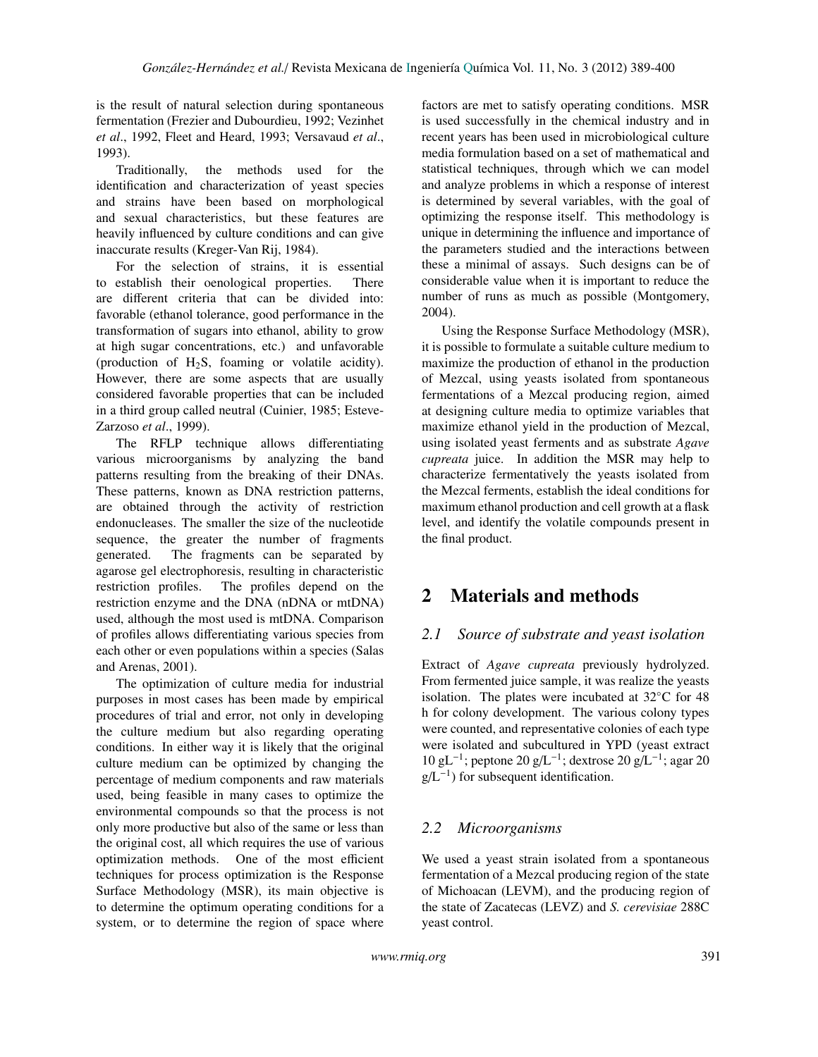is the result of natural selection during spontaneous fermentation (Frezier and Dubourdieu, 1992; Vezinhet *et al*., 1992, Fleet and Heard, 1993; Versavaud *et al*., 1993).

Traditionally, the methods used for the identification and characterization of yeast species and strains have been based on morphological and sexual characteristics, but these features are heavily influenced by culture conditions and can give inaccurate results (Kreger-Van Rij, 1984).

For the selection of strains, it is essential to establish their oenological properties. There are different criteria that can be divided into: favorable (ethanol tolerance, good performance in the transformation of sugars into ethanol, ability to grow at high sugar concentrations, etc.) and unfavorable (production of $H_2S$, foaming or volatile acidity). However, there are some aspects that are usually considered favorable properties that can be included in a third group called neutral (Cuinier, 1985; Esteve-Zarzoso *et al*., 1999).

The RFLP technique allows differentiating various microorganisms by analyzing the band patterns resulting from the breaking of their DNAs. These patterns, known as DNA restriction patterns, are obtained through the activity of restriction endonucleases. The smaller the size of the nucleotide sequence, the greater the number of fragments generated. The fragments can be separated by agarose gel electrophoresis, resulting in characteristic restriction profiles. The profiles depend on the restriction enzyme and the DNA (nDNA or mtDNA) used, although the most used is mtDNA. Comparison of profiles allows differentiating various species from each other or even populations within a species (Salas and Arenas, 2001).

The optimization of culture media for industrial purposes in most cases has been made by empirical procedures of trial and error, not only in developing the culture medium but also regarding operating conditions. In either way it is likely that the original culture medium can be optimized by changing the percentage of medium components and raw materials used, being feasible in many cases to optimize the environmental compounds so that the process is not only more productive but also of the same or less than the original cost, all which requires the use of various optimization methods. One of the most efficient techniques for process optimization is the Response Surface Methodology (MSR), its main objective is to determine the optimum operating conditions for a system, or to determine the region of space where factors are met to satisfy operating conditions. MSR is used successfully in the chemical industry and in recent years has been used in microbiological culture media formulation based on a set of mathematical and statistical techniques, through which we can model and analyze problems in which a response of interest is determined by several variables, with the goal of optimizing the response itself. This methodology is unique in determining the influence and importance of the parameters studied and the interactions between these a minimal of assays. Such designs can be of considerable value when it is important to reduce the number of runs as much as possible (Montgomery, 2004).

Using the Response Surface Methodology (MSR), it is possible to formulate a suitable culture medium to maximize the production of ethanol in the production of Mezcal, using yeasts isolated from spontaneous fermentations of a Mezcal producing region, aimed at designing culture media to optimize variables that maximize ethanol yield in the production of Mezcal, using isolated yeast ferments and as substrate *Agave cupreata* juice. In addition the MSR may help to characterize fermentatively the yeasts isolated from the Mezcal ferments, establish the ideal conditions for maximum ethanol production and cell growth at a flask level, and identify the volatile compounds present in the final product.

# 2 Materials and methods

## *2.1 Source of substrate and yeast isolation*

Extract of *Agave cupreata* previously hydrolyzed. From fermented juice sample, it was realize the yeasts isolation. The plates were incubated at 32°C for 48 h for colony development. The various colony types were counted, and representative colonies of each type were isolated and subcultured in YPD (yeast extract 10 $gL^{-1}$; peptone 20 $g/L^{-1}$; dextrose 20 $g/L^{-1}$; agar 20 $g/L^{-1}$) for subsequent identification.

## *2.2 Microorganisms*

We used a yeast strain isolated from a spontaneous fermentation of a Mezcal producing region of the state of Michoacan (LEVM), and the producing region of the state of Zacatecas (LEVZ) and *S. cerevisiae* 288C yeast control.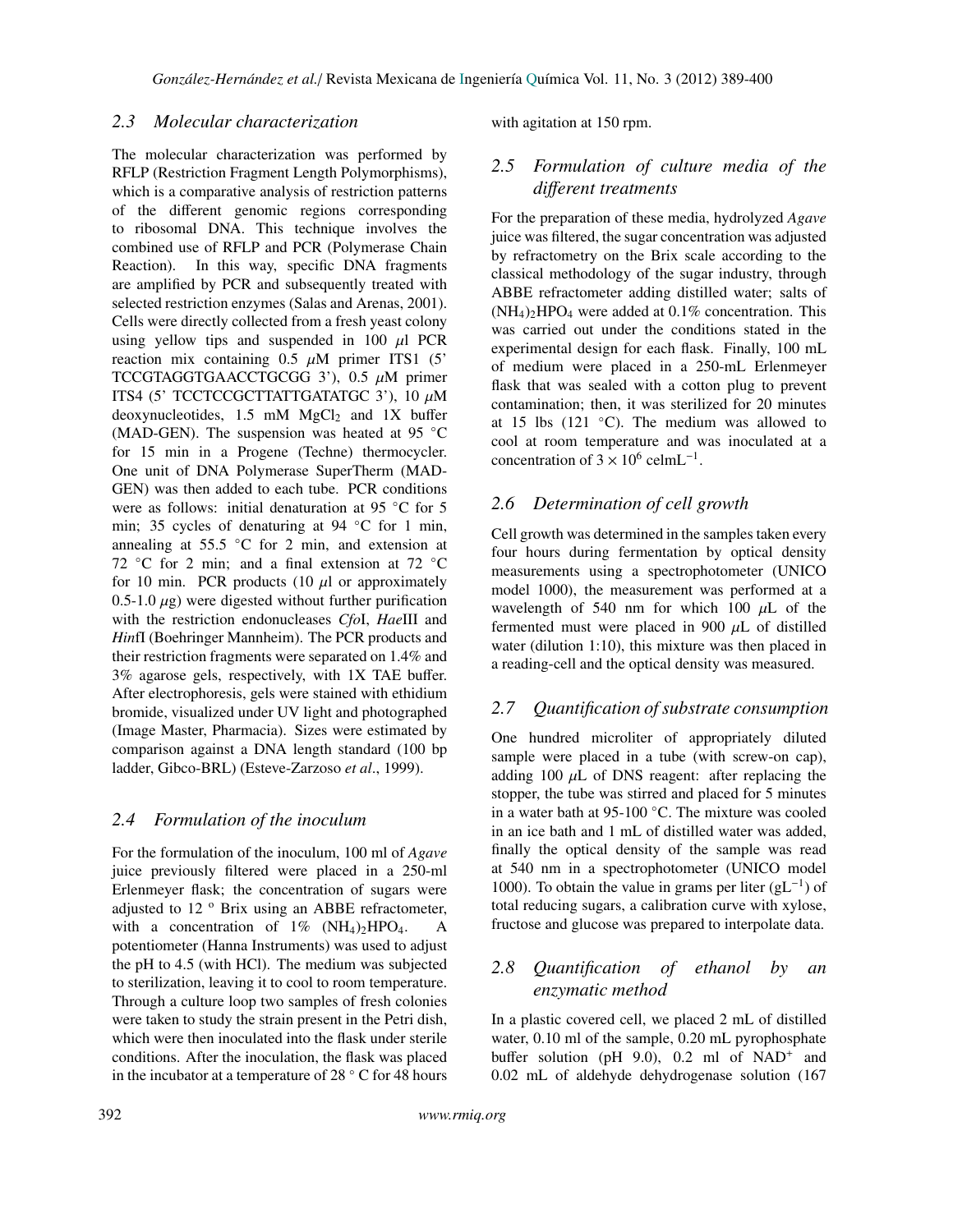### 2.3 Molecular characterization

The molecular characterization was performed by RFLP (Restriction Fragment Length Polymorphisms), which is a comparative analysis of restriction patterns of the different genomic regions corresponding to ribosomal DNA. This technique involves the combined use of RFLP and PCR (Polymerase Chain Reaction). In this way, specific DNA fragments are amplified by PCR and subsequently treated with selected restriction enzymes (Salas and Arenas, 2001). Cells were directly collected from a fresh yeast colony using yellow tips and suspended in 100 $\mu$l PCR reaction mix containing 0.5 $\mu$M primer ITS1 (5' TCCGTAGGTGAACCTGCGG 3'), 0.5 $\mu$M primer ITS4 (5' TCCTCCGCTTATTGATATGC 3'), 10 $\mu$M deoxynucleotides, 1.5 mM $MgCl_2$ and 1X buffer (MAD-GEN). The suspension was heated at 95 °C for 15 min in a Progene (Techne) thermocycler. One unit of DNA Polymerase SuperTherm (MAD-GEN) was then added to each tube. PCR conditions were as follows: initial denaturation at 95 °C for 5 min; 35 cycles of denaturing at 94 °C for 1 min, annealing at 55.5 °C for 2 min, and extension at 72 °C for 2 min; and a final extension at 72 °C for 10 min. PCR products (10 $\mu$l or approximately 0.5-1.0 $\mu$g) were digested without further purification with the restriction endonucleases *Cfo*I, *Hae*III and *Hin*fI (Boehringer Mannheim). The PCR products and their restriction fragments were separated on 1.4% and 3% agarose gels, respectively, with 1X TAE buffer. After electrophoresis, gels were stained with ethidium bromide, visualized under UV light and photographed (Image Master, Pharmacia). Sizes were estimated by comparison against a DNA length standard (100 bp ladder, Gibco-BRL) (Esteve-Zarzoso *et al*., 1999).

### 2.4 Formulation of the inoculum

For the formulation of the inoculum, 100 ml of *Agave* juice previously filtered were placed in a 250-ml Erlenmeyer flask; the concentration of sugars were adjusted to 12 º Brix using an ABBE refractometer, with a concentration of 1% $(NH_4)_2HPO_4$. A potentiometer (Hanna Instruments) was used to adjust the pH to 4.5 (with HCl). The medium was subjected to sterilization, leaving it to cool to room temperature. Through a culture loop two samples of fresh colonies were taken to study the strain present in the Petri dish, which were then inoculated into the flask under sterile conditions. After the inoculation, the flask was placed in the incubator at a temperature of 28 ° C for 48 hours with agitation at 150 rpm.

### 2.5 Formulation of culture media of the different treatments

For the preparation of these media, hydrolyzed *Agave* juice was filtered, the sugar concentration was adjusted by refractometry on the Brix scale according to the classical methodology of the sugar industry, through ABBE refractometer adding distilled water; salts of $(NH_4)_2HPO_4$ were added at 0.1% concentration. This was carried out under the conditions stated in the experimental design for each flask. Finally, 100 mL of medium were placed in a 250-mL Erlenmeyer flask that was sealed with a cotton plug to prevent contamination; then, it was sterilized for 20 minutes at 15 lbs (121 °C). The medium was allowed to cool at room temperature and was inoculated at a concentration of $3 \times 10^6$ cel$\cdot$mL$^{-1}$.

### 2.6 Determination of cell growth

Cell growth was determined in the samples taken every four hours during fermentation by optical density measurements using a spectrophotometer (UNICO model 1000), the measurement was performed at a wavelength of 540 nm for which 100 $\mu$L of the fermented must were placed in 900 $\mu$L of distilled water (dilution 1:10), this mixture was then placed in a reading-cell and the optical density was measured.

### 2.7 Quantification of substrate consumption

One hundred microliter of appropriately diluted sample were placed in a tube (with screw-on cap), adding 100 $\mu$L of DNS reagent: after replacing the stopper, the tube was stirred and placed for 5 minutes in a water bath at 95-100 °C. The mixture was cooled in an ice bath and 1 mL of distilled water was added, finally the optical density of the sample was read at 540 nm in a spectrophotometer (UNICO model 1000). To obtain the value in grams per liter (gL$^{-1}$) of total reducing sugars, a calibration curve with xylose, fructose and glucose was prepared to interpolate data.

### 2.8 Quantification of ethanol by an enzymatic method

In a plastic covered cell, we placed 2 mL of distilled water, 0.10 ml of the sample, 0.20 mL pyrophosphate buffer solution (pH 9.0), 0.2 ml of $NAD^+$ and 0.02 mL of aldehyde dehydrogenase solution (167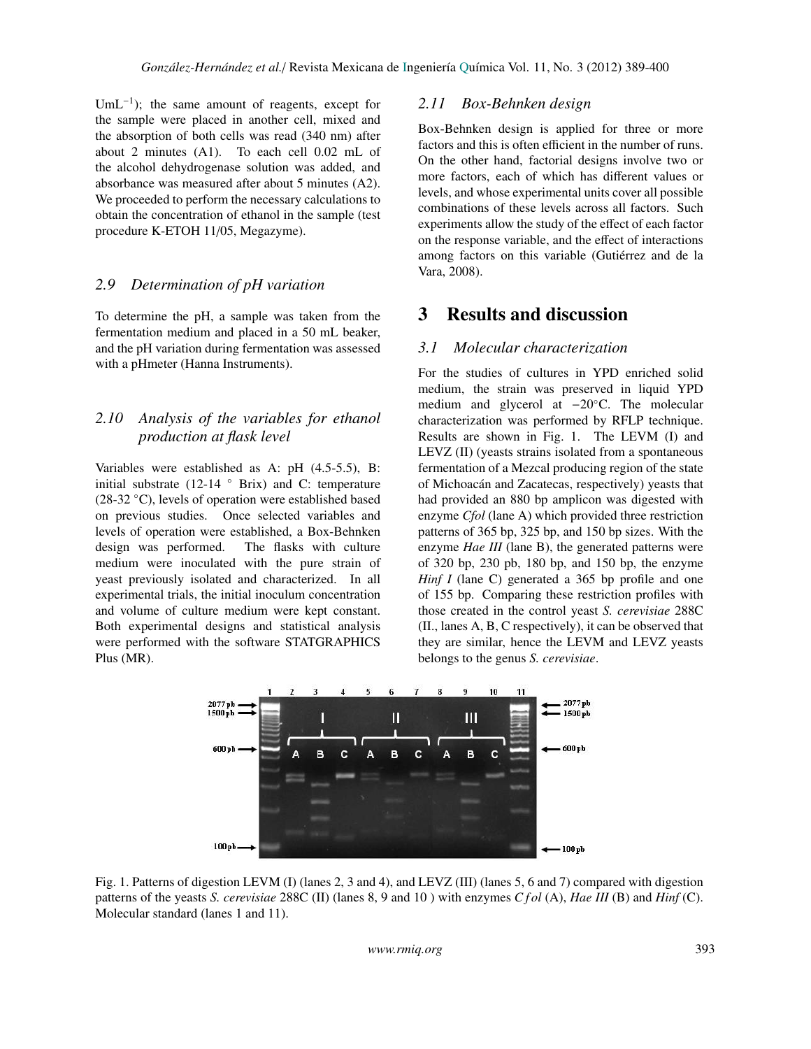UmL$^{-1}$); the same amount of reagents, except for the sample were placed in another cell, mixed and the absorption of both cells was read (340 nm) after about 2 minutes (A1). To each cell 0.02 mL of the alcohol dehydrogenase solution was added, and absorbance was measured after about 5 minutes (A2). We proceeded to perform the necessary calculations to obtain the concentration of ethanol in the sample (test procedure K-ETOH 11/05, Megazyme).

### 2.9 Determination of pH variation

To determine the pH, a sample was taken from the fermentation medium and placed in a 50 mL beaker, and the pH variation during fermentation was assessed with a pHmeter (Hanna Instruments).

### 2.10 Analysis of the variables for ethanol production at flask level

Variables were established as A: pH (4.5-5.5), B: initial substrate (12-14 ° Brix) and C: temperature (28-32 °C), levels of operation were established based on previous studies. Once selected variables and levels of operation were established, a Box-Behnken design was performed. The flasks with culture medium were inoculated with the pure strain of yeast previously isolated and characterized. In all experimental trials, the initial inoculum concentration and volume of culture medium were kept constant. Both experimental designs and statistical analysis were performed with the software STATGRAPHICS Plus (MR).

### 2.11 Box-Behnken design

Box-Behnken design is applied for three or more factors and this is often efficient in the number of runs. On the other hand, factorial designs involve two or more factors, each of which has different values or levels, and whose experimental units cover all possible combinations of these levels across all factors. Such experiments allow the study of the effect of each factor on the response variable, and the effect of interactions among factors on this variable (Gutiérrez and de la Vara, 2008).

## 3 Results and discussion

### 3.1 Molecular characterization

For the studies of cultures in YPD enriched solid medium, the strain was preserved in liquid YPD medium and glycerol at −20°C. The molecular characterization was performed by RFLP technique. Results are shown in Fig. 1. The LEVM (I) and LEVZ (II) (yeasts strains isolated from a spontaneous fermentation of a Mezcal producing region of the state of Michoacán and Zacatecas, respectively) yeasts that had provided an 880 bp amplicon was digested with enzyme *Cfol* (lane A) which provided three restriction patterns of 365 bp, 325 bp, and 150 bp sizes. With the enzyme *Hae III* (lane B), the generated patterns were of 320 bp, 230 pb, 180 bp, and 150 bp, the enzyme *Hinf I* (lane C) generated a 365 bp profile and one of 155 bp. Comparing these restriction profiles with those created in the control yeast *S. cerevisiae* 288C (II., lanes A, B, C respectively), it can be observed that they are similar, hence the LEVM and LEVZ yeasts belongs to the genus *S. cerevisiae*.

Fig. 1. Patterns of digestion LEVM (I) (lanes 2, 3 and 4), and LEVZ (III) (lanes 5, 6 and 7) compared with digestion patterns of the yeasts *S. cerevisiae* 288C (II) (lanes 8, 9 and 10 ) with enzymes *Cfol* (A), *Hae III* (B) and *Hinf* (C). Molecular standard (lanes 1 and 11).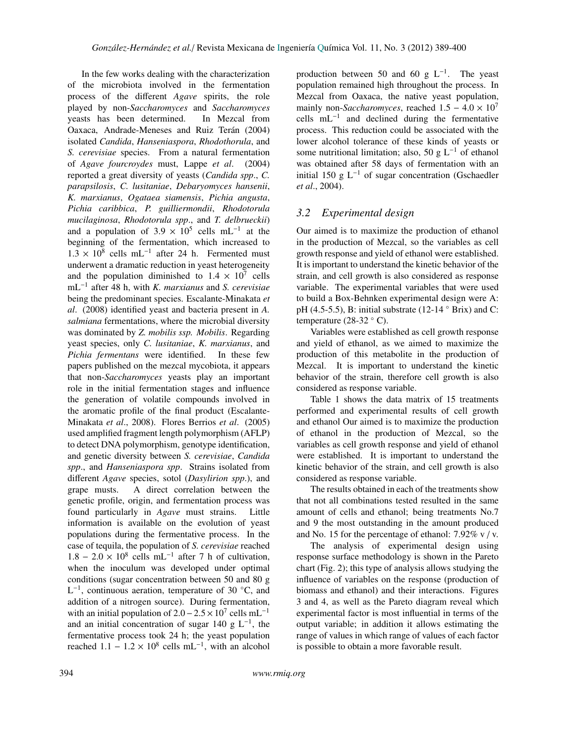In the few works dealing with the characterization of the microbiota involved in the fermentation process of the different *Agave* spirits, the role played by non-*Saccharomyces* and *Saccharomyces* yeasts has been determined. In Mezcal from Oaxaca, Andrade-Meneses and Ruiz Terán (2004) isolated *Candida*, *Hanseniaspora*, *Rhodothorula*, and *S. cerevisiae* species. From a natural fermentation of *Agave fourcroydes* must, Lappe *et al*. (2004) reported a great diversity of yeasts (*Candida spp*., *C. parapsilosis*, *C. lusitaniae*, *Debaryomyces hansenii*, *K. marxianus*, *Ogataea siamensis*, *Pichia angusta*, *Pichia caribbica*, *P. guilliermondii*, *Rhodotorula mucilaginosa*, *Rhodotorula spp*., and *T. delbrueckii*) and a population of $3.9 \times 10^5$ cells mL$^{-1}$ at the beginning of the fermentation, which increased to $1.3 \times 10^8$ cells mL$^{-1}$ after 24 h. Fermented must underwent a dramatic reduction in yeast heterogeneity and the population diminished to $1.4 \times 10^7$ cells mL$^{-1}$ after 48 h, with *K. marxianus* and *S. cerevisiae* being the predominant species. Escalante-Minakata *et al*. (2008) identified yeast and bacteria present in *A. salmiana* fermentations, where the microbial diversity was dominated by *Z. mobilis ssp. Mobilis*. Regarding yeast species, only *C. lusitaniae*, *K. marxianus*, and *Pichia fermentans* were identified. In these few papers published on the mezcal mycobiota, it appears that non-*Saccharomyces* yeasts play an important role in the initial fermentation stages and influence the generation of volatile compounds involved in the aromatic profile of the final product (Escalante-Minakata *et al*., 2008). Flores Berrios *et al*. (2005) used amplified fragment length polymorphism (AFLP) to detect DNA polymorphism, genotype identification, and genetic diversity between *S. cerevisiae*, *Candida spp*., and *Hanseniaspora spp*. Strains isolated from different *Agave* species, sotol (*Dasylirion spp*.), and grape musts. A direct correlation between the genetic profile, origin, and fermentation process was found particularly in *Agave* must strains. Little information is available on the evolution of yeast populations during the fermentative process. In the case of tequila, the population of *S. cerevisiae* reached $1.8 - 2.0 \times 10^8$ cells mL$^{-1}$ after 7 h of cultivation, when the inoculum was developed under optimal conditions (sugar concentration between 50 and 80 g L$^{-1}$, continuous aeration, temperature of 30 °C, and addition of a nitrogen source). During fermentation, with an initial population of $2.0 - 2.5 \times 10^7$ cells mL$^{-1}$ and an initial concentration of sugar 140 g L$^{-1}$, the fermentative process took 24 h; the yeast population reached $1.1 - 1.2 \times 10^8$ cells mL$^{-1}$, with an alcohol production between 50 and 60 g L$^{-1}$. The yeast population remained high throughout the process. In Mezcal from Oaxaca, the native yeast population, mainly non-*Saccharomyces*, reached $1.5 - 4.0 \times 10^7$ cells mL$^{-1}$ and declined during the fermentative process. This reduction could be associated with the lower alcohol tolerance of these kinds of yeasts or some nutritional limitation; also, 50 g L$^{-1}$ of ethanol was obtained after 58 days of fermentation with an initial 150 g L$^{-1}$ of sugar concentration (Gschaedler *et al*., 2004).

### *3.2 Experimental design*

Our aimed is to maximize the production of ethanol in the production of Mezcal, so the variables as cell growth response and yield of ethanol were established. It is important to understand the kinetic behavior of the strain, and cell growth is also considered as response variable. The experimental variables that were used to build a Box-Behnken experimental design were A: pH (4.5-5.5), B: initial substrate (12-14 ° Brix) and C: temperature (28-32 ° C).

Variables were established as cell growth response and yield of ethanol, as we aimed to maximize the production of this metabolite in the production of Mezcal. It is important to understand the kinetic behavior of the strain, therefore cell growth is also considered as response variable.

Table 1 shows the data matrix of 15 treatments performed and experimental results of cell growth and ethanol Our aimed is to maximize the production of ethanol in the production of Mezcal, so the variables as cell growth response and yield of ethanol were established. It is important to understand the kinetic behavior of the strain, and cell growth is also considered as response variable.

The results obtained in each of the treatments show that not all combinations tested resulted in the same amount of cells and ethanol; being treatments No.7 and 9 the most outstanding in the amount produced and No. 15 for the percentage of ethanol: 7.92% v / v.

The analysis of experimental design using response surface methodology is shown in the Pareto chart (Fig. 2); this type of analysis allows studying the influence of variables on the response (production of biomass and ethanol) and their interactions. Figures 3 and 4, as well as the Pareto diagram reveal which experimental factor is most influential in terms of the output variable; in addition it allows estimating the range of values in which range of values of each factor is possible to obtain a more favorable result.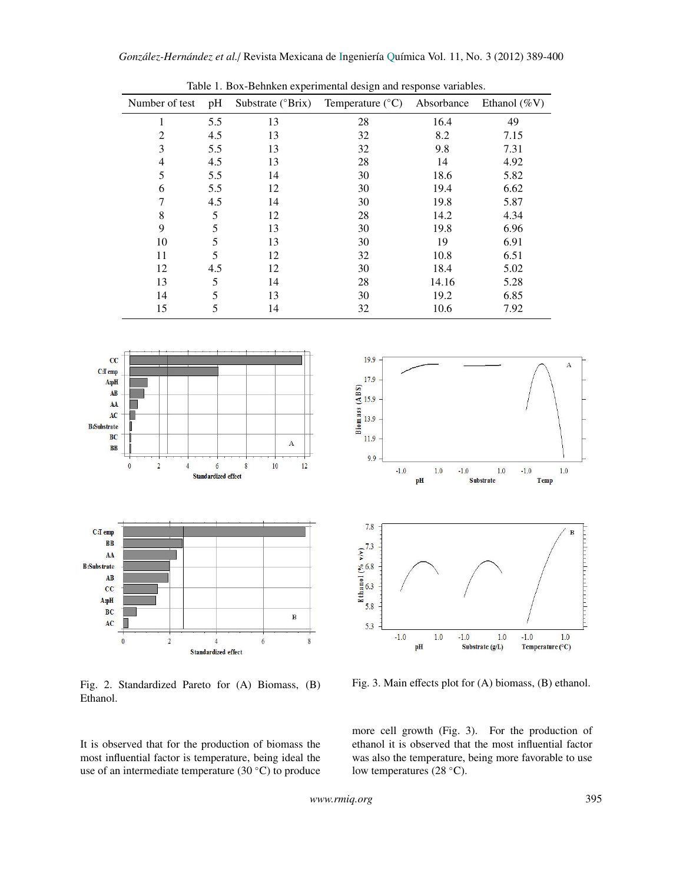Table 1. Box-Behnken experimental design and response variables.

| Number of test | pH | Substrate (°Brix) | Temperature (°C) | Absorbance | Ethanol (%V) |
|---|---|---|---|---|---|
| 1 | 5.5 | 13 | 28 | 16.4 | 49 |
| 2 | 4.5 | 13 | 32 | 8.2 | 7.15 |
| 3 | 5.5 | 13 | 32 | 9.8 | 7.31 |
| 4 | 4.5 | 13 | 28 | 14 | 4.92 |
| 5 | 5.5 | 14 | 30 | 18.6 | 5.82 |
| 6 | 5.5 | 12 | 30 | 19.4 | 6.62 |
| 7 | 4.5 | 14 | 30 | 19.8 | 5.87 |
| 8 | 5 | 12 | 28 | 14.2 | 4.34 |
| 9 | 5 | 13 | 30 | 19.8 | 6.96 |
| 10 | 5 | 13 | 30 | 19 | 6.91 |
| 11 | 5 | 12 | 32 | 10.8 | 6.51 |
| 12 | 4.5 | 12 | 30 | 18.4 | 5.02 |
| 13 | 5 | 14 | 28 | 14.16 | 5.28 |
| 14 | 5 | 13 | 30 | 19.2 | 6.85 |
| 15 | 5 | 14 | 32 | 10.6 | 7.92 |

Fig. 2. Standardized Pareto for (A) Biomass, (B) Ethanol.

Fig. 3. Main effects plot for (A) biomass, (B) ethanol.

It is observed that for the production of biomass the most influential factor is temperature, being ideal the use of an intermediate temperature (30 °C) to produce more cell growth (Fig. 3). For the production of ethanol it is observed that the most influential factor was also the temperature, being more favorable to use low temperatures (28 °C).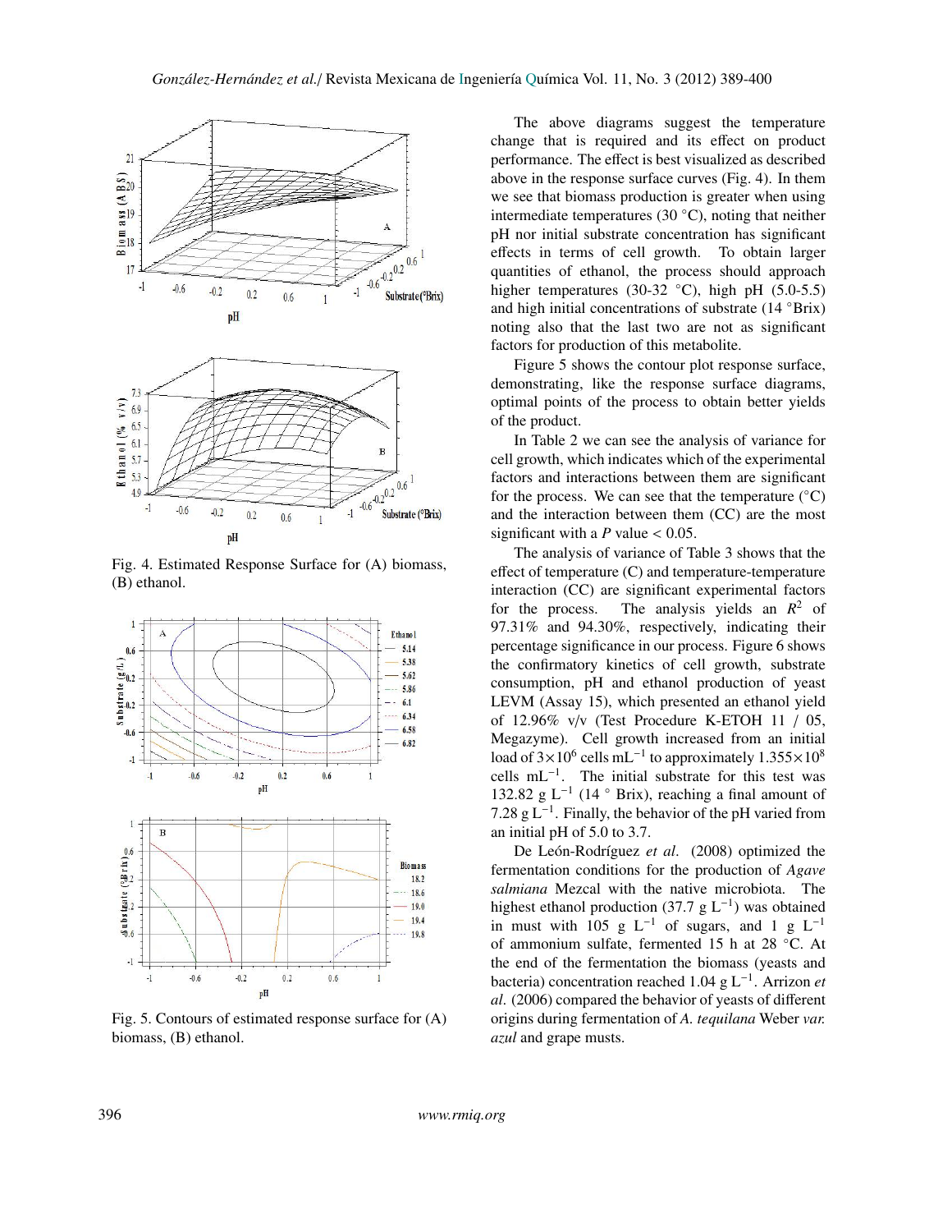Fig. 4. Estimated Response Surface for (A) biomass, (B) ethanol.

Fig. 5. Contours of estimated response surface for (A) biomass, (B) ethanol.

The above diagrams suggest the temperature change that is required and its effect on product performance. The effect is best visualized as described above in the response surface curves (Fig. 4). In them we see that biomass production is greater when using intermediate temperatures (30 °C), noting that neither pH nor initial substrate concentration has significant effects in terms of cell growth. To obtain larger quantities of ethanol, the process should approach higher temperatures (30-32 °C), high pH (5.0-5.5) and high initial concentrations of substrate (14 °Brix) noting also that the last two are not as significant factors for production of this metabolite.

Figure 5 shows the contour plot response surface, demonstrating, like the response surface diagrams, optimal points of the process to obtain better yields of the product.

In Table 2 we can see the analysis of variance for cell growth, which indicates which of the experimental factors and interactions between them are significant for the process. We can see that the temperature (°C) and the interaction between them (CC) are the most significant with a *P* value < 0.05.

The analysis of variance of Table 3 shows that the effect of temperature (C) and temperature-temperature interaction (CC) are significant experimental factors for the process. The analysis yields an $R^2$ of 97.31% and 94.30%, respectively, indicating their percentage significance in our process. Figure 6 shows the confirmatory kinetics of cell growth, substrate consumption, pH and ethanol production of yeast LEVM (Assay 15), which presented an ethanol yield of 12.96% v/v (Test Procedure K-ETOH 11 / 05, Megazyme). Cell growth increased from an initial load of $3\times10^6$ cells mL$^{-1}$ to approximately $1.355\times10^8$ cells mL$^{-1}$. The initial substrate for this test was 132.82 g L$^{-1}$ (14 ° Brix), reaching a final amount of 7.28 g L$^{-1}$. Finally, the behavior of the pH varied from an initial pH of 5.0 to 3.7.

De León-Rodríguez *et al*. (2008) optimized the fermentation conditions for the production of *Agave salmiana* Mezcal with the native microbiota. The highest ethanol production (37.7 g L$^{-1}$) was obtained in must with 105 g L$^{-1}$ of sugars, and 1 g L$^{-1}$ of ammonium sulfate, fermented 15 h at 28 °C. At the end of the fermentation the biomass (yeasts and bacteria) concentration reached 1.04 g L$^{-1}$. Arrizon *et al*. (2006) compared the behavior of yeasts of different origins during fermentation of *A. tequilana* Weber *var. azul* and grape musts.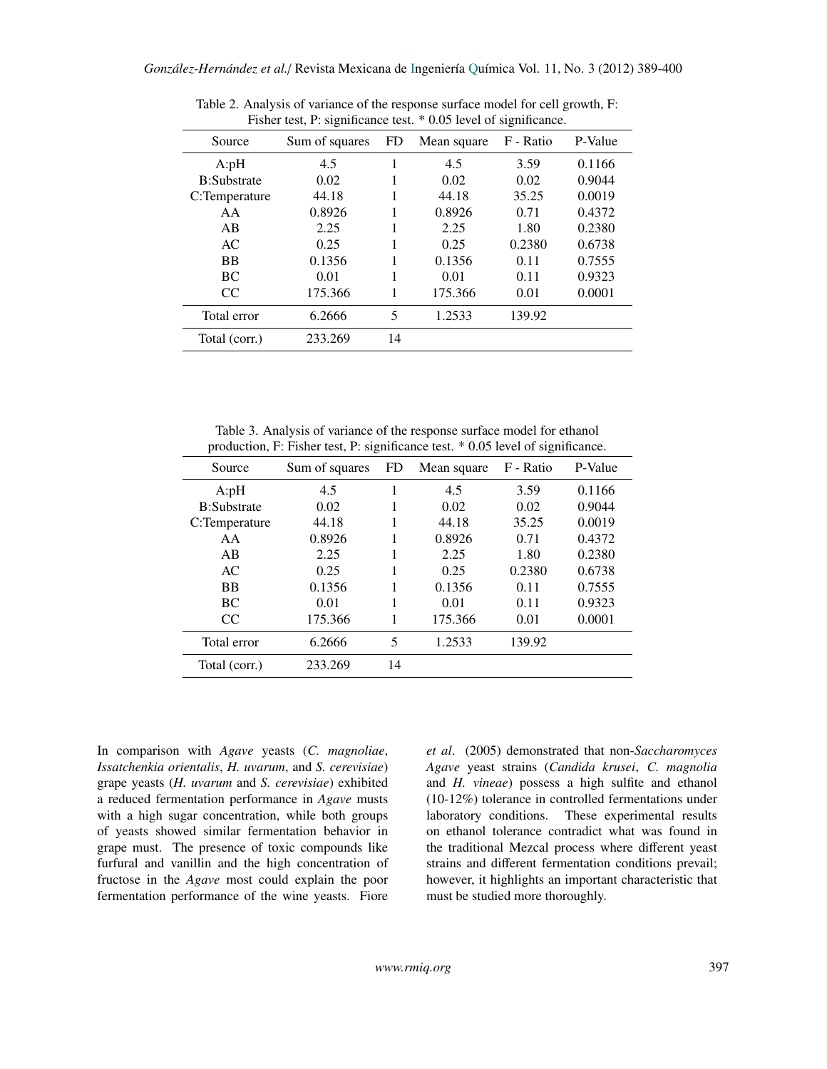Table 2. Analysis of variance of the response surface model for cell growth, F: Fisher test, P: significance test. * 0.05 level of significance.

| Source | Sum of squares | FD | Mean square | F - Ratio | P-Value |
|---|---|---|---|---|---|
| A:pH | 4.5 | 1 | 4.5 | 3.59 | 0.1166 |
| B:Substrate | 0.02 | 1 | 0.02 | 0.02 | 0.9044 |
| C:Temperature | 44.18 | 1 | 44.18 | 35.25 | 0.0019 |
| AA | 0.8926 | 1 | 0.8926 | 0.71 | 0.4372 |
| AB | 2.25 | 1 | 2.25 | 1.80 | 0.2380 |
| AC | 0.25 | 1 | 0.25 | 0.2380 | 0.6738 |
| BB | 0.1356 | 1 | 0.1356 | 0.11 | 0.7555 |
| BC | 0.01 | 1 | 0.01 | 0.11 | 0.9323 |
| CC | 175.366 | 1 | 175.366 | 0.01 | 0.0001 |
| Total error | 6.2666 | 5 | 1.2533 | 139.92 | |
| Total (corr.) | 233.269 | 14 | | | |

Table 3. Analysis of variance of the response surface model for ethanol production, F: Fisher test, P: significance test. * 0.05 level of significance.

| Source | Sum of squares | FD | Mean square | F - Ratio | P-Value |
|---|---|---|---|---|---|
| A:pH | 4.5 | 1 | 4.5 | 3.59 | 0.1166 |
| B:Substrate | 0.02 | 1 | 0.02 | 0.02 | 0.9044 |
| C:Temperature | 44.18 | 1 | 44.18 | 35.25 | 0.0019 |
| AA | 0.8926 | 1 | 0.8926 | 0.71 | 0.4372 |
| AB | 2.25 | 1 | 2.25 | 1.80 | 0.2380 |
| AC | 0.25 | 1 | 0.25 | 0.2380 | 0.6738 |
| BB | 0.1356 | 1 | 0.1356 | 0.11 | 0.7555 |
| BC | 0.01 | 1 | 0.01 | 0.11 | 0.9323 |
| CC | 175.366 | 1 | 175.366 | 0.01 | 0.0001 |
| Total error | 6.2666 | 5 | 1.2533 | 139.92 | |
| Total (corr.) | 233.269 | 14 | | | |

In comparison with *Agave* yeasts (*C. magnoliae*, *Issatchenkia orientalis*, *H. uvarum*, and *S. cerevisiae*) grape yeasts (*H. uvarum* and *S. cerevisiae*) exhibited a reduced fermentation performance in *Agave* musts with a high sugar concentration, while both groups of yeasts showed similar fermentation behavior in grape must. The presence of toxic compounds like furfural and vanillin and the high concentration of fructose in the *Agave* most could explain the poor fermentation performance of the wine yeasts. Fiore *et al*. (2005) demonstrated that non-*Saccharomyces Agave* yeast strains (*Candida krusei*, *C. magnolia* and *H. vineae*) possess a high sulfite and ethanol (10-12%) tolerance in controlled fermentations under laboratory conditions. These experimental results on ethanol tolerance contradict what was found in the traditional Mezcal process where different yeast strains and different fermentation conditions prevail; however, it highlights an important characteristic that must be studied more thoroughly.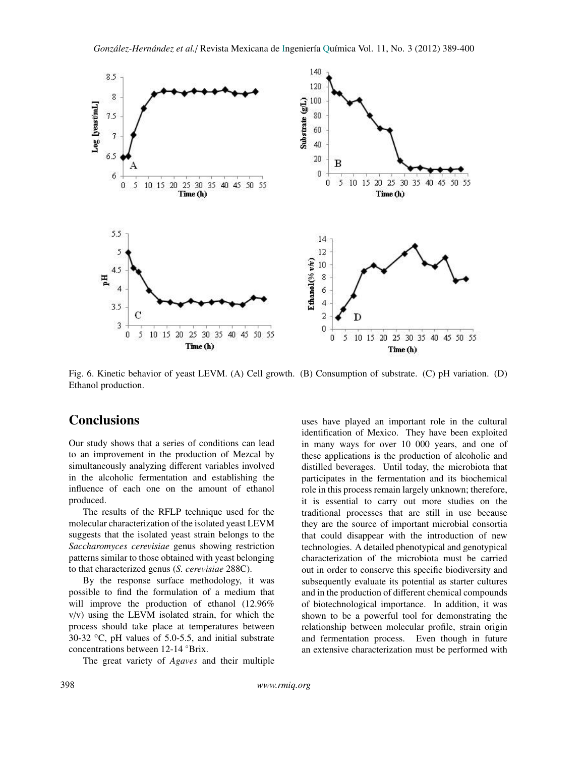Fig. 6. Kinetic behavior of yeast LEVM. (A) Cell growth. (B) Consumption of substrate. (C) pH variation. (D) Ethanol production.

## Conclusions

Our study shows that a series of conditions can lead to an improvement in the production of Mezcal by simultaneously analyzing different variables involved in the alcoholic fermentation and establishing the influence of each one on the amount of ethanol produced.

The results of the RFLP technique used for the molecular characterization of the isolated yeast LEVM suggests that the isolated yeast strain belongs to the *Saccharomyces cerevisiae* genus showing restriction patterns similar to those obtained with yeast belonging to that characterized genus (*S. cerevisiae* 288C).

By the response surface methodology, it was possible to find the formulation of a medium that will improve the production of ethanol (12.96% v/v) using the LEVM isolated strain, for which the process should take place at temperatures between 30-32 ºC, pH values of 5.0-5.5, and initial substrate concentrations between 12-14 °Brix.

The great variety of *Agaves* and their multiple uses have played an important role in the cultural identification of Mexico. They have been exploited in many ways for over 10 000 years, and one of these applications is the production of alcoholic and distilled beverages. Until today, the microbiota that participates in the fermentation and its biochemical role in this process remain largely unknown; therefore, it is essential to carry out more studies on the traditional processes that are still in use because they are the source of important microbial consortia that could disappear with the introduction of new technologies. A detailed phenotypical and genotypical characterization of the microbiota must be carried out in order to conserve this specific biodiversity and subsequently evaluate its potential as starter cultures and in the production of different chemical compounds of biotechnological importance. In addition, it was shown to be a powerful tool for demonstrating the relationship between molecular profile, strain origin and fermentation process. Even though in future an extensive characterization must be performed with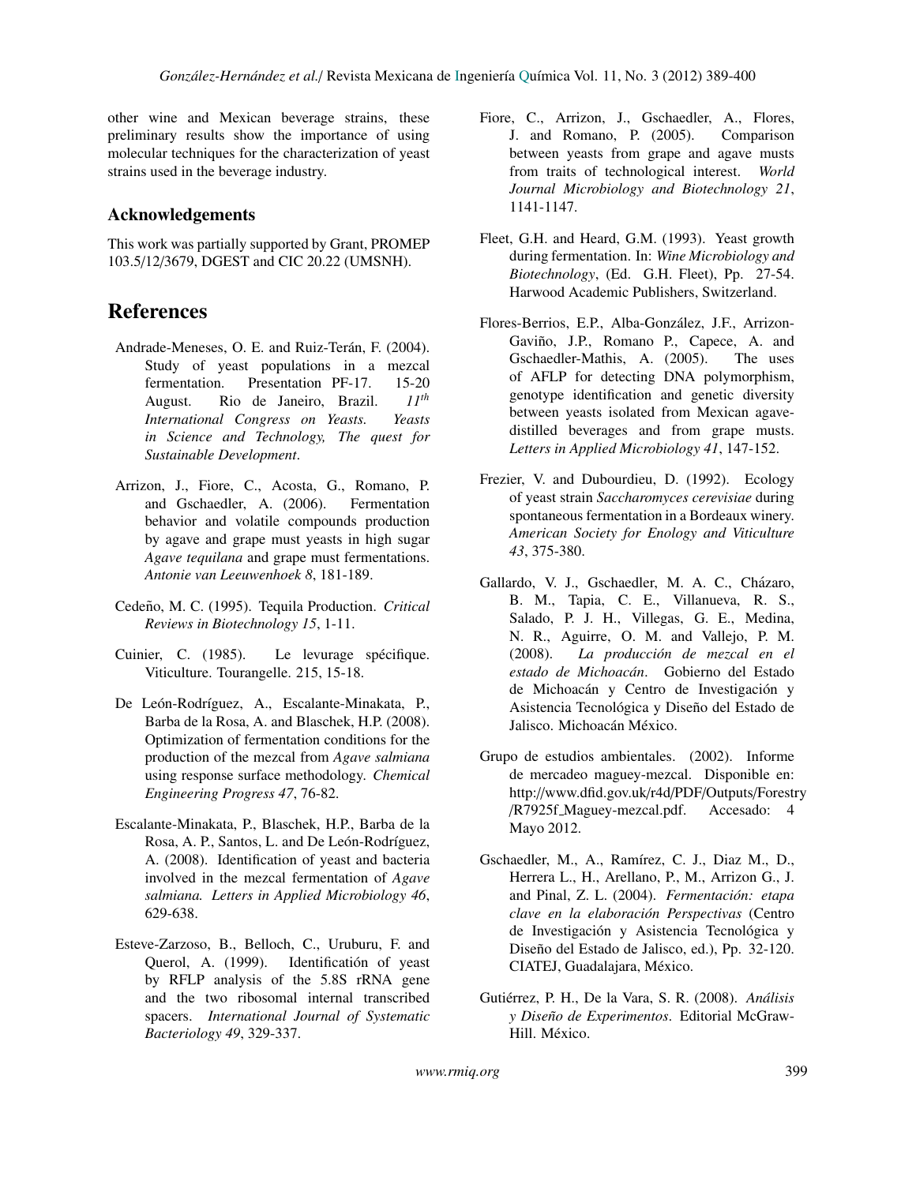other wine and Mexican beverage strains, these preliminary results show the importance of using molecular techniques for the characterization of yeast strains used in the beverage industry.

## Acknowledgements

This work was partially supported by Grant, PROMEP 103.5/12/3679, DGEST and CIC 20.22 (UMSNH).

# References

Andrade-Meneses, O. E. and Ruiz-Terán, F. (2004). Study of yeast populations in a mezcal fermentation. Presentation PF-17. 15-20 August. Rio de Janeiro, Brazil. *11th International Congress on Yeasts. Yeasts in Science and Technology, The quest for Sustainable Development*.

Arrizon, J., Fiore, C., Acosta, G., Romano, P. and Gschaedler, A. (2006). Fermentation behavior and volatile compounds production by agave and grape must yeasts in high sugar *Agave tequilana* and grape must fermentations. *Antonie van Leeuwenhoek 8*, 181-189.

Cedeño, M. C. (1995). Tequila Production. *Critical Reviews in Biotechnology 15*, 1-11.

Cuinier, C. (1985). Le levurage spécifique. Viticulture. Tourangelle. 215, 15-18.

De León-Rodríguez, A., Escalante-Minakata, P., Barba de la Rosa, A. and Blaschek, H.P. (2008). Optimization of fermentation conditions for the production of the mezcal from *Agave salmiana* using response surface methodology. *Chemical Engineering Progress 47*, 76-82.

Escalante-Minakata, P., Blaschek, H.P., Barba de la Rosa, A. P., Santos, L. and De León-Rodríguez, A. (2008). Identification of yeast and bacteria involved in the mezcal fermentation of *Agave salmiana. Letters in Applied Microbiology 46*, 629-638.

Esteve-Zarzoso, B., Belloch, C., Uruburu, F. and Querol, A. (1999). Identificattión of yeast by RFLP analysis of the 5.8S rRNA gene and the two ribosomal internal transcribed spacers. *International Journal of Systematic Bacteriology 49*, 329-337.

Fiore, C., Arrizon, J., Gschaedler, A., Flores, J. and Romano, P. (2005). Comparison between yeasts from grape and agave musts from traits of technological interest. *World Journal Microbiology and Biotechnology 21*, 1141-1147.

Fleet, G.H. and Heard, G.M. (1993). Yeast growth during fermentation. In: *Wine Microbiology and Biotechnology*, (Ed. G.H. Fleet), Pp. 27-54. Harwood Academic Publishers, Switzerland.

Flores-Berrios, E.P., Alba-González, J.F., Arrizon-Gaviño, J.P., Romano P., Capece, A. and Gschaedler-Mathis, A. (2005). The uses of AFLP for detecting DNA polymorphism, genotype identification and genetic diversity between yeasts isolated from Mexican agave-distilled beverages and from grape musts. *Letters in Applied Microbiology 41*, 147-152.

Frezier, V. and Dubourdieu, D. (1992). Ecology of yeast strain *Saccharomyces cerevisiae* during spontaneous fermentation in a Bordeaux winery. *American Society for Enology and Viticulture 43*, 375-380.

Gallardo, V. J., Gschaedler, M. A. C., Cházaro, B. M., Tapia, C. E., Villanueva, R. S., Salado, P. J. H., Villegas, G. E., Medina, N. R., Aguirre, O. M. and Vallejo, P. M. (2008). *La producción de mezcal en el estado de Michoacán*. Gobierno del Estado de Michoacán y Centro de Investigación y Asistencia Tecnológica y Diseño del Estado de Jalisco. Michoacán México.

Grupo de estudios ambientales. (2002). Informe de mercadeo maguey-mezcal. Disponible en: http://www.dfid.gov.uk/r4d/PDF/Outputs/Forestry/R7925f_Maguey-mezcal.pdf. Accesado: 4 Mayo 2012.

Gschaedler, M., A., Ramírez, C. J., Diaz M., D., Herrera L., H., Arellano, P., M., Arrizon G., J. and Pinal, Z. L. (2004). *Fermentación: etapa clave en la elaboración Perspectivas* (Centro de Investigación y Asistencia Tecnológica y Diseño del Estado de Jalisco, ed.), Pp. 32-120. CIATEJ, Guadalajara, México.

Gutiérrez, P. H., De la Vara, S. R. (2008). *Análisis y Diseño de Experimentos*. Editorial McGraw-Hill. México.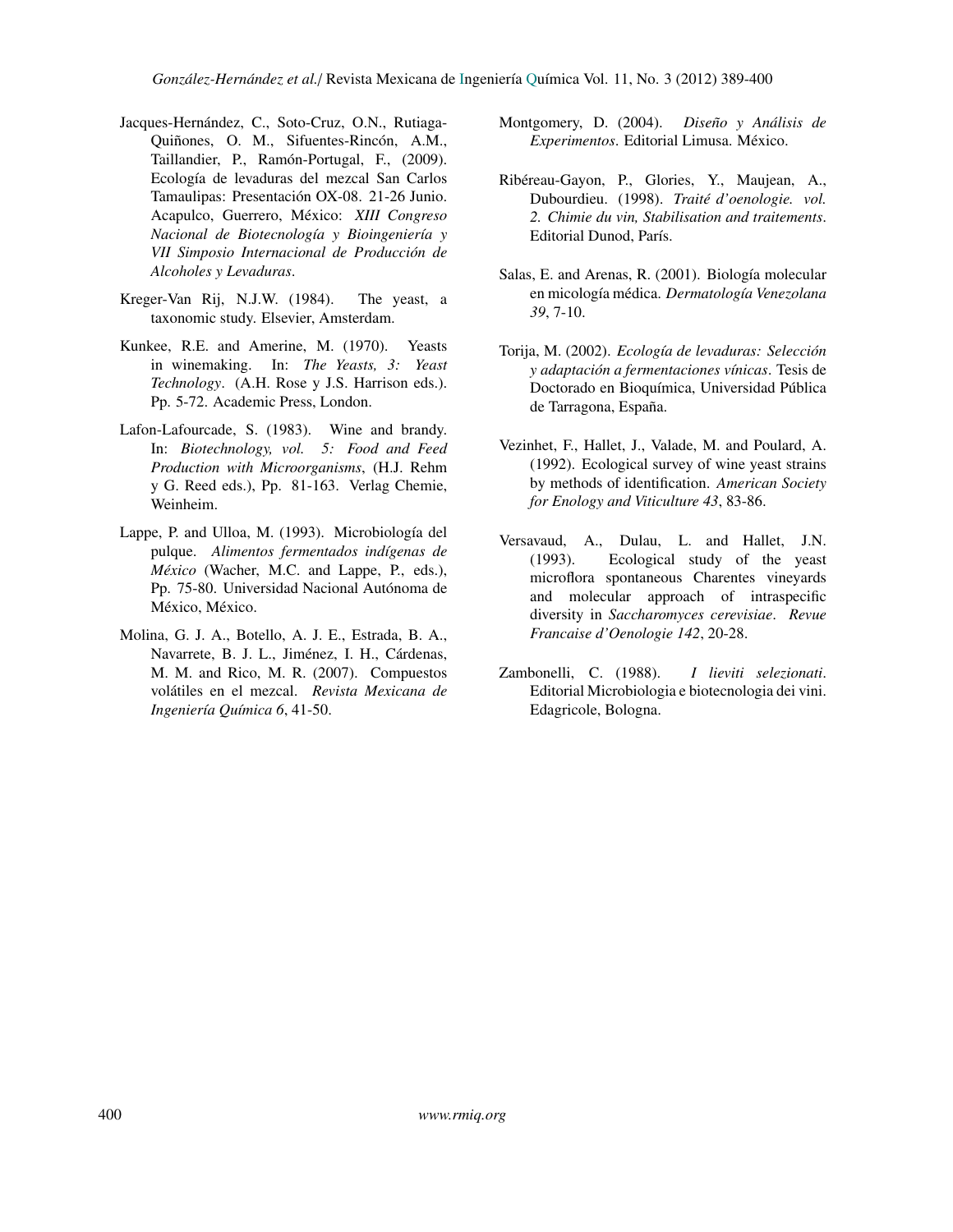Jacques-Hernández, C., Soto-Cruz, O.N., Rutiaga-Quiñones, O. M., Sifuentes-Rincón, A.M., Taillandier, P., Ramón-Portugal, F., (2009). Ecología de levaduras del mezcal San Carlos Tamaulipas: Presentación OX-08. 21-26 Junio. Acapulco, Guerrero, México: *XIII Congreso Nacional de Biotecnología y Bioingeniería y VII Simposio Internacional de Producción de Alcoholes y Levaduras*.

Kreger-Van Rij, N.J.W. (1984). The yeast, a taxonomic study. Elsevier, Amsterdam.

Kunkee, R.E. and Amerine, M. (1970). Yeasts in winemaking. In: *The Yeasts, 3: Yeast Technology*. (A.H. Rose y J.S. Harrison eds.). Pp. 5-72. Academic Press, London.

Lafon-Lafourcade, S. (1983). Wine and brandy. In: *Biotechnology, vol. 5: Food and Feed Production with Microorganisms*, (H.J. Rehm y G. Reed eds.), Pp. 81-163. Verlag Chemie, Weinheim.

Lappe, P. and Ulloa, M. (1993). Microbiología del pulque. *Alimentos fermentados indígenas de México* (Wacher, M.C. and Lappe, P., eds.), Pp. 75-80. Universidad Nacional Autónoma de México, México.

Molina, G. J. A., Botello, A. J. E., Estrada, B. A., Navarrete, B. J. L., Jiménez, I. H., Cárdenas, M. M. and Rico, M. R. (2007). Compuestos volátiles en el mezcal. *Revista Mexicana de Ingeniería Química 6*, 41-50.

Montgomery, D. (2004). *Diseño y Análisis de Experimentos*. Editorial Limusa. México.

Ribéreau-Gayon, P., Glories, Y., Maujean, A., Dubourdieu. (1998). *Traité d'oenologie. vol. 2. Chimie du vin, Stabilisation and traitements*. Editorial Dunod, París.

Salas, E. and Arenas, R. (2001). Biología molecular en micología médica. *Dermatología Venezolana 39*, 7-10.

Torija, M. (2002). *Ecología de levaduras: Selección y adaptación a fermentaciones vínicas*. Tesis de Doctorado en Bioquímica, Universidad Pública de Tarragona, España.

Vezinhet, F., Hallet, J., Valade, M. and Poulard, A. (1992). Ecological survey of wine yeast strains by methods of identification. *American Society for Enology and Viticulture 43*, 83-86.

Versavaud, A., Dulau, L. and Hallet, J.N. (1993). Ecological study of the yeast microflora spontaneous Charentes vineyards and molecular approach of intraspecific diversity in *Saccharomyces cerevisiae*. *Revue Francaise d'Oenologie 142*, 20-28.

Zambonelli, C. (1988). *I lieviti selezionati*. Editorial Microbiologia e biotecnologia dei vini. Edagricole, Bologna.